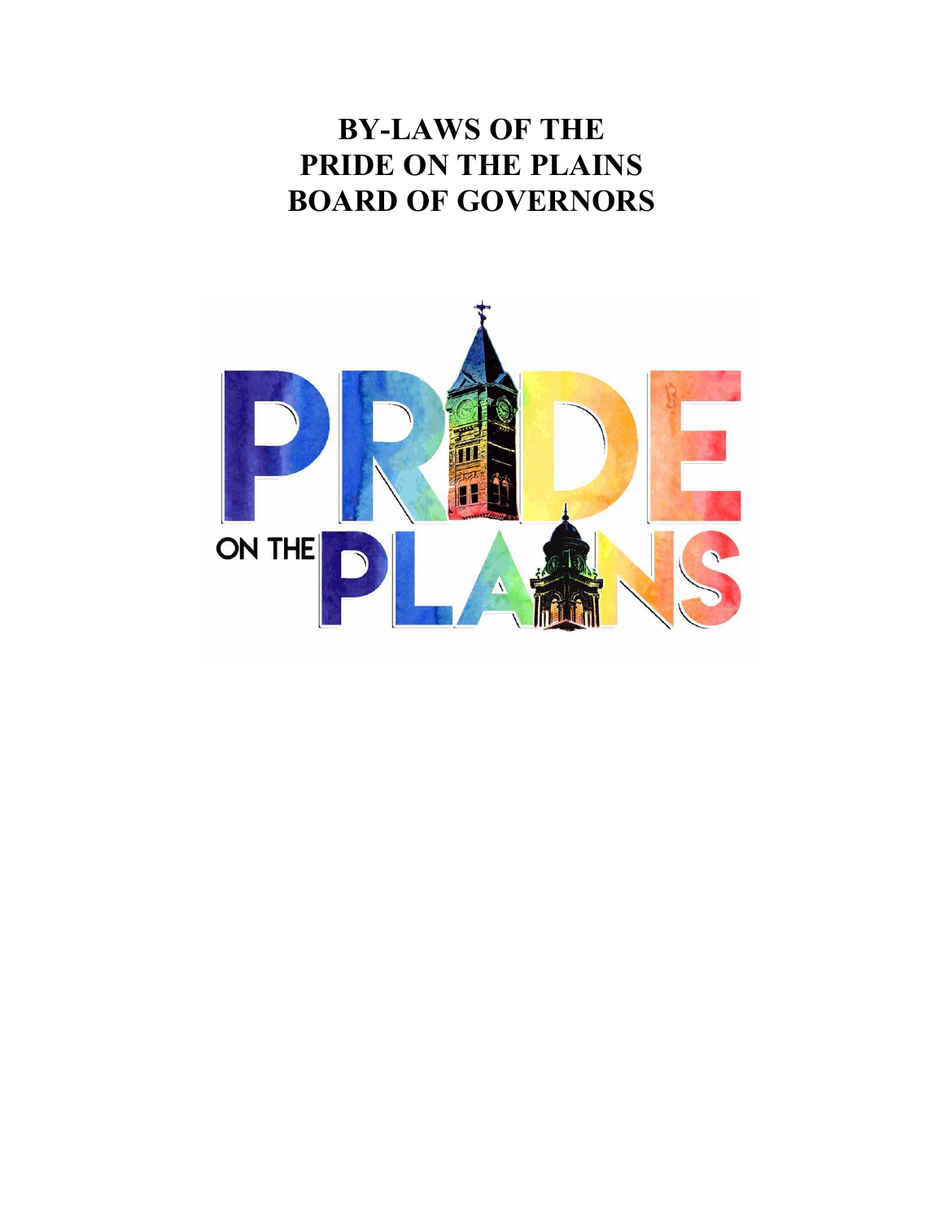# BY-LAWS OF THE PRIDE ON THE PLAINS BOARD OF GOVERNORS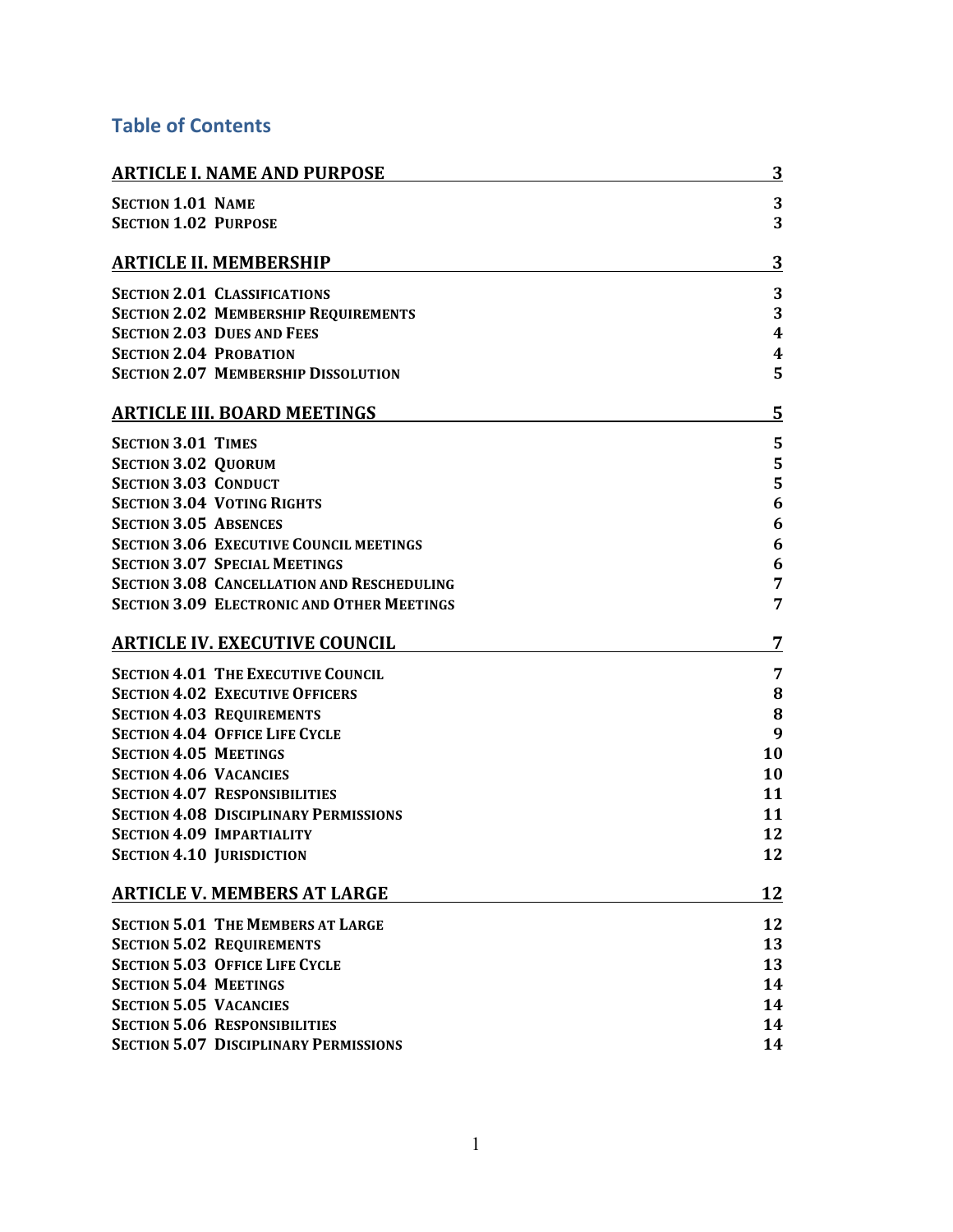## Table of Contents

**ARTICLE I. NAME AND PURPOSE** 3

- **SECTION 1.01 NAME** 3
- **SECTION 1.02 PURPOSE** 3

**ARTICLE II. MEMBERSHIP** 3

- **SECTION 2.01 CLASSIFICATIONS** 3
- **SECTION 2.02 MEMBERSHIP REQUIREMENTS** 3
- **SECTION 2.03 DUES AND FEES** 4
- **SECTION 2.04 PROBATION** 4
- **SECTION 2.07 MEMBERSHIP DISSOLUTION** 5

**ARTICLE III. BOARD MEETINGS** 5

- **SECTION 3.01 TIMES** 5
- **SECTION 3.02 QUORUM** 5
- **SECTION 3.03 CONDUCT** 5
- **SECTION 3.04 VOTING RIGHTS** 6
- **SECTION 3.05 ABSENCES** 6
- **SECTION 3.06 EXECUTIVE COUNCIL MEETINGS** 6
- **SECTION 3.07 SPECIAL MEETINGS** 6
- **SECTION 3.08 CANCELLATION AND RESCHEDULING** 7
- **SECTION 3.09 ELECTRONIC AND OTHER MEETINGS** 7

**ARTICLE IV. EXECUTIVE COUNCIL** 7

- **SECTION 4.01 THE EXECUTIVE COUNCIL** 7
- **SECTION 4.02 EXECUTIVE OFFICERS** 8
- **SECTION 4.03 REQUIREMENTS** 8
- **SECTION 4.04 OFFICE LIFE CYCLE** 9
- **SECTION 4.05 MEETINGS** 10
- **SECTION 4.06 VACANCIES** 10
- **SECTION 4.07 RESPONSIBILITIES** 11
- **SECTION 4.08 DISCIPLINARY PERMISSIONS** 11
- **SECTION 4.09 IMPARTIALITY** 12
- **SECTION 4.10 JURISDICTION** 12

**ARTICLE V. MEMBERS AT LARGE** 12

- **SECTION 5.01 THE MEMBERS AT LARGE** 12
- **SECTION 5.02 REQUIREMENTS** 13
- **SECTION 5.03 OFFICE LIFE CYCLE** 13
- **SECTION 5.04 MEETINGS** 14
- **SECTION 5.05 VACANCIES** 14
- **SECTION 5.06 RESPONSIBILITIES** 14
- **SECTION 5.07 DISCIPLINARY PERMISSIONS** 14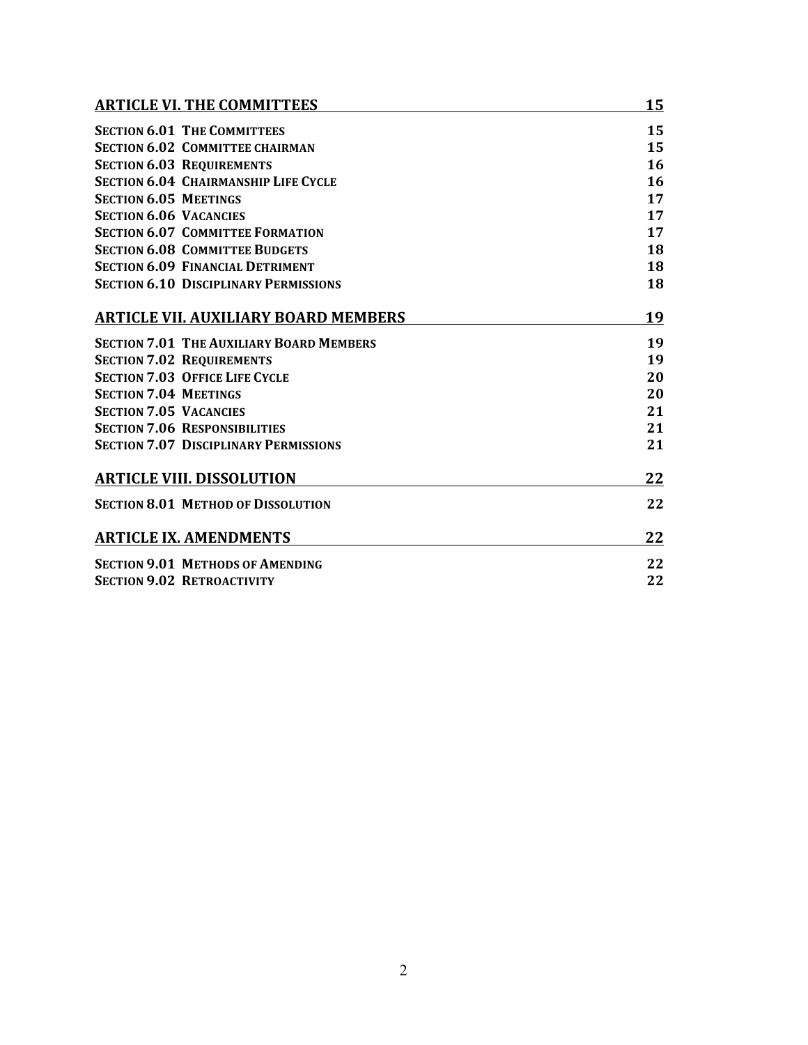| | |
|---|---|
| **ARTICLE VI. THE COMMITTEES** | **15** |
| **SECTION 6.01 THE COMMITTEES** | **15** |
| **SECTION 6.02 COMMITTEE CHAIRMAN** | **15** |
| **SECTION 6.03 REQUIREMENTS** | **16** |
| **SECTION 6.04 CHAIRMANSHIP LIFE CYCLE** | **16** |
| **SECTION 6.05 MEETINGS** | **17** |
| **SECTION 6.06 VACANCIES** | **17** |
| **SECTION 6.07 COMMITTEE FORMATION** | **17** |
| **SECTION 6.08 COMMITTEE BUDGETS** | **18** |
| **SECTION 6.09 FINANCIAL DETRIMENT** | **18** |
| **SECTION 6.10 DISCIPLINARY PERMISSIONS** | **18** |
| **ARTICLE VII. AUXILIARY BOARD MEMBERS** | **19** |
| **SECTION 7.01 THE AUXILIARY BOARD MEMBERS** | **19** |
| **SECTION 7.02 REQUIREMENTS** | **19** |
| **SECTION 7.03 OFFICE LIFE CYCLE** | **20** |
| **SECTION 7.04 MEETINGS** | **20** |
| **SECTION 7.05 VACANCIES** | **21** |
| **SECTION 7.06 RESPONSIBILITIES** | **21** |
| **SECTION 7.07 DISCIPLINARY PERMISSIONS** | **21** |
| **ARTICLE VIII. DISSOLUTION** | **22** |
| **SECTION 8.01 METHOD OF DISSOLUTION** | **22** |
| **ARTICLE IX. AMENDMENTS** | **22** |
| **SECTION 9.01 METHODS OF AMENDING** | **22** |
| **SECTION 9.02 RETROACTIVITY** | **22** |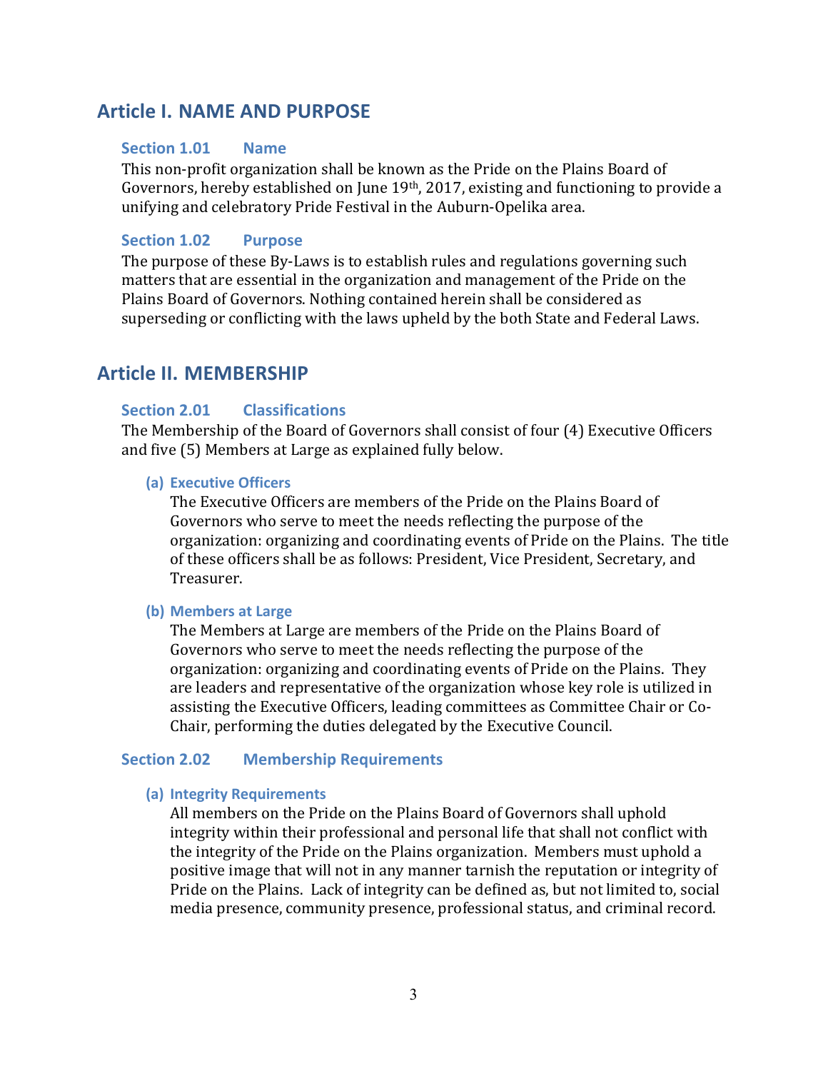## Article I. NAME AND PURPOSE

### Section 1.01 Name

This non-profit organization shall be known as the Pride on the Plains Board of Governors, hereby established on June 19th, 2017, existing and functioning to provide a unifying and celebratory Pride Festival in the Auburn-Opelika area.

### Section 1.02 Purpose

The purpose of these By-Laws is to establish rules and regulations governing such matters that are essential in the organization and management of the Pride on the Plains Board of Governors. Nothing contained herein shall be considered as superseding or conflicting with the laws upheld by the both State and Federal Laws.

## Article II. MEMBERSHIP

### Section 2.01 Classifications

The Membership of the Board of Governors shall consist of four (4) Executive Officers and five (5) Members at Large as explained fully below.

#### (a) Executive Officers

The Executive Officers are members of the Pride on the Plains Board of Governors who serve to meet the needs reflecting the purpose of the organization: organizing and coordinating events of Pride on the Plains. The title of these officers shall be as follows: President, Vice President, Secretary, and Treasurer.

#### (b) Members at Large

The Members at Large are members of the Pride on the Plains Board of Governors who serve to meet the needs reflecting the purpose of the organization: organizing and coordinating events of Pride on the Plains. They are leaders and representative of the organization whose key role is utilized in assisting the Executive Officers, leading committees as Committee Chair or Co-Chair, performing the duties delegated by the Executive Council.

### Section 2.02 Membership Requirements

#### (a) Integrity Requirements

All members on the Pride on the Plains Board of Governors shall uphold integrity within their professional and personal life that shall not conflict with the integrity of the Pride on the Plains organization. Members must uphold a positive image that will not in any manner tarnish the reputation or integrity of Pride on the Plains. Lack of integrity can be defined as, but not limited to, social media presence, community presence, professional status, and criminal record.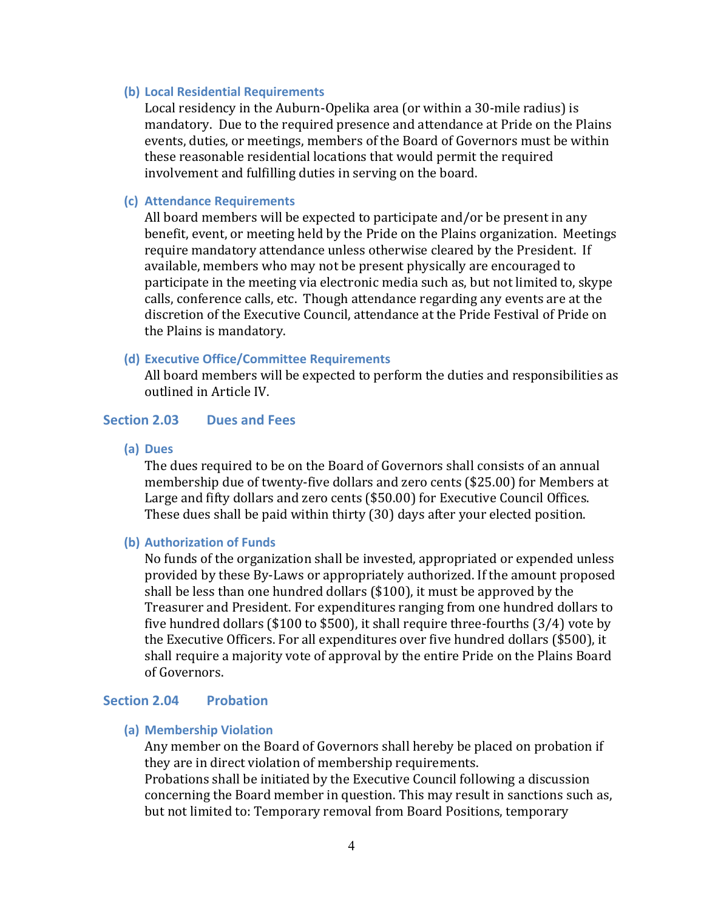#### (b) Local Residential Requirements

Local residency in the Auburn-Opelika area (or within a 30-mile radius) is mandatory. Due to the required presence and attendance at Pride on the Plains events, duties, or meetings, members of the Board of Governors must be within these reasonable residential locations that would permit the required involvement and fulfilling duties in serving on the board.

#### (c) Attendance Requirements

All board members will be expected to participate and/or be present in any benefit, event, or meeting held by the Pride on the Plains organization. Meetings require mandatory attendance unless otherwise cleared by the President. If available, members who may not be present physically are encouraged to participate in the meeting via electronic media such as, but not limited to, skype calls, conference calls, etc. Though attendance regarding any events are at the discretion of the Executive Council, attendance at the Pride Festival of Pride on the Plains is mandatory.

#### (d) Executive Office/Committee Requirements

All board members will be expected to perform the duties and responsibilities as outlined in Article IV.

### Section 2.03 Dues and Fees

#### (a) Dues

The dues required to be on the Board of Governors shall consists of an annual membership due of twenty-five dollars and zero cents ($25.00) for Members at Large and fifty dollars and zero cents ($50.00) for Executive Council Offices. These dues shall be paid within thirty (30) days after your elected position.

#### (b) Authorization of Funds

No funds of the organization shall be invested, appropriated or expended unless provided by these By-Laws or appropriately authorized. If the amount proposed shall be less than one hundred dollars ($100), it must be approved by the Treasurer and President. For expenditures ranging from one hundred dollars to five hundred dollars ($100 to $500), it shall require three-fourths (3/4) vote by the Executive Officers. For all expenditures over five hundred dollars ($500), it shall require a majority vote of approval by the entire Pride on the Plains Board of Governors.

### Section 2.04 Probation

#### (a) Membership Violation

Any member on the Board of Governors shall hereby be placed on probation if they are in direct violation of membership requirements.
Probations shall be initiated by the Executive Council following a discussion concerning the Board member in question. This may result in sanctions such as, but not limited to: Temporary removal from Board Positions, temporary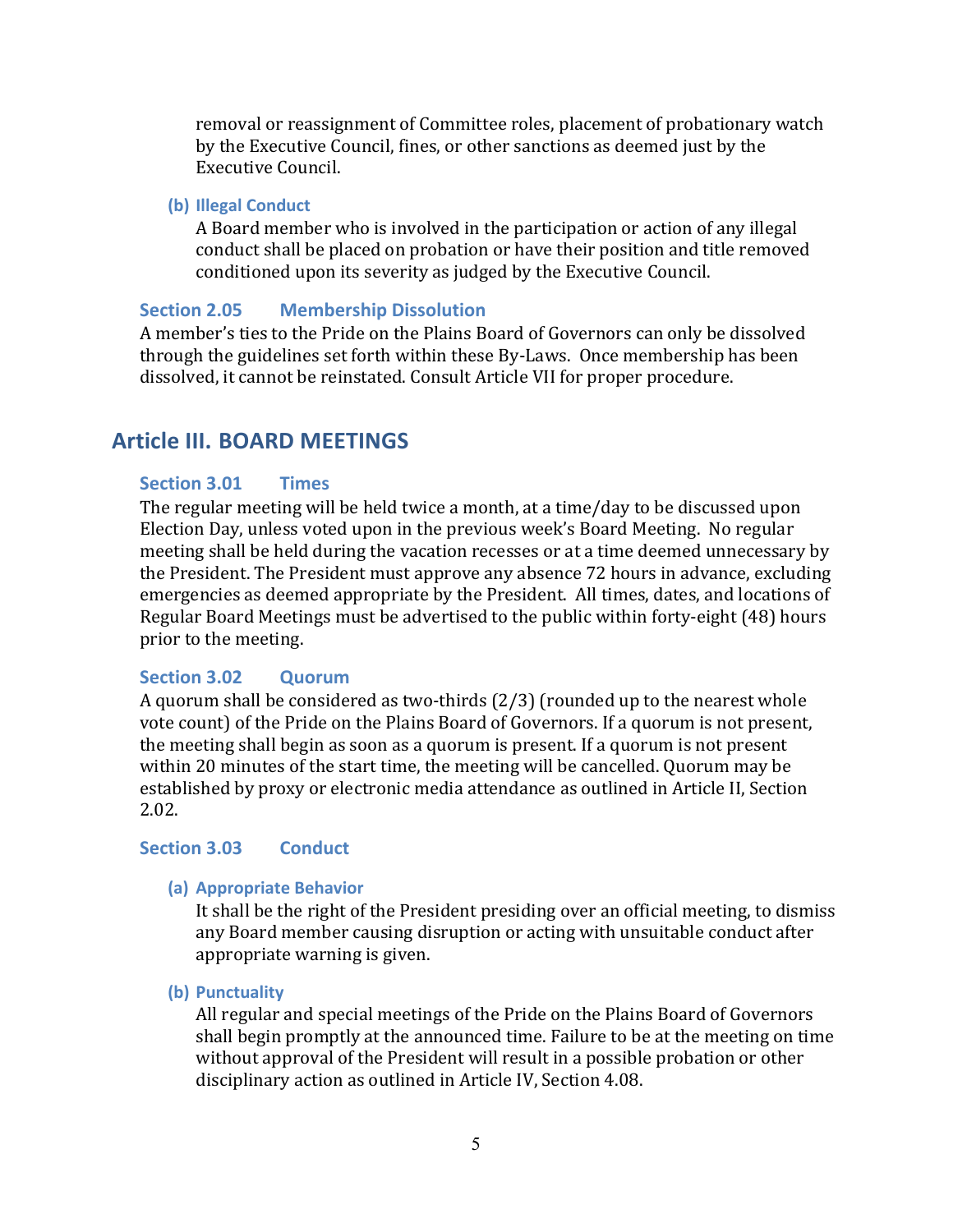removal or reassignment of Committee roles, placement of probationary watch by the Executive Council, fines, or other sanctions as deemed just by the Executive Council.

#### (b) Illegal Conduct

A Board member who is involved in the participation or action of any illegal conduct shall be placed on probation or have their position and title removed conditioned upon its severity as judged by the Executive Council.

### Section 2.05 Membership Dissolution

A member's ties to the Pride on the Plains Board of Governors can only be dissolved through the guidelines set forth within these By-Laws. Once membership has been dissolved, it cannot be reinstated. Consult Article VII for proper procedure.

## Article III. BOARD MEETINGS

### Section 3.01 Times

The regular meeting will be held twice a month, at a time/day to be discussed upon Election Day, unless voted upon in the previous week's Board Meeting. No regular meeting shall be held during the vacation recesses or at a time deemed unnecessary by the President. The President must approve any absence 72 hours in advance, excluding emergencies as deemed appropriate by the President. All times, dates, and locations of Regular Board Meetings must be advertised to the public within forty-eight (48) hours prior to the meeting.

### Section 3.02 Quorum

A quorum shall be considered as two-thirds (2/3) (rounded up to the nearest whole vote count) of the Pride on the Plains Board of Governors. If a quorum is not present, the meeting shall begin as soon as a quorum is present. If a quorum is not present within 20 minutes of the start time, the meeting will be cancelled. Quorum may be established by proxy or electronic media attendance as outlined in Article II, Section 2.02.

### Section 3.03 Conduct

#### (a) Appropriate Behavior

It shall be the right of the President presiding over an official meeting, to dismiss any Board member causing disruption or acting with unsuitable conduct after appropriate warning is given.

#### (b) Punctuality

All regular and special meetings of the Pride on the Plains Board of Governors shall begin promptly at the announced time. Failure to be at the meeting on time without approval of the President will result in a possible probation or other disciplinary action as outlined in Article IV, Section 4.08.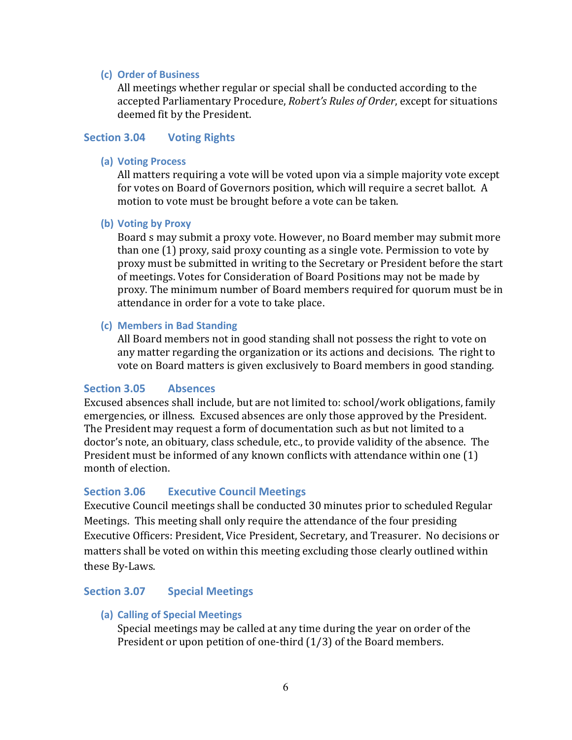#### (c) Order of Business

All meetings whether regular or special shall be conducted according to the accepted Parliamentary Procedure, *Robert's Rules of Order*, except for situations deemed fit by the President.

### Section 3.04 Voting Rights

#### (a) Voting Process

All matters requiring a vote will be voted upon via a simple majority vote except for votes on Board of Governors position, which will require a secret ballot. A motion to vote must be brought before a vote can be taken.

#### (b) Voting by Proxy

Board s may submit a proxy vote. However, no Board member may submit more than one (1) proxy, said proxy counting as a single vote. Permission to vote by proxy must be submitted in writing to the Secretary or President before the start of meetings. Votes for Consideration of Board Positions may not be made by proxy. The minimum number of Board members required for quorum must be in attendance in order for a vote to take place.

#### (c) Members in Bad Standing

All Board members not in good standing shall not possess the right to vote on any matter regarding the organization or its actions and decisions. The right to vote on Board matters is given exclusively to Board members in good standing.

### Section 3.05 Absences

Excused absences shall include, but are not limited to: school/work obligations, family emergencies, or illness. Excused absences are only those approved by the President. The President may request a form of documentation such as but not limited to a doctor's note, an obituary, class schedule, etc., to provide validity of the absence. The President must be informed of any known conflicts with attendance within one (1) month of election.

### Section 3.06 Executive Council Meetings

Executive Council meetings shall be conducted 30 minutes prior to scheduled Regular Meetings. This meeting shall only require the attendance of the four presiding Executive Officers: President, Vice President, Secretary, and Treasurer. No decisions or matters shall be voted on within this meeting excluding those clearly outlined within these By-Laws.

### Section 3.07 Special Meetings

#### (a) Calling of Special Meetings

Special meetings may be called at any time during the year on order of the President or upon petition of one-third (1/3) of the Board members.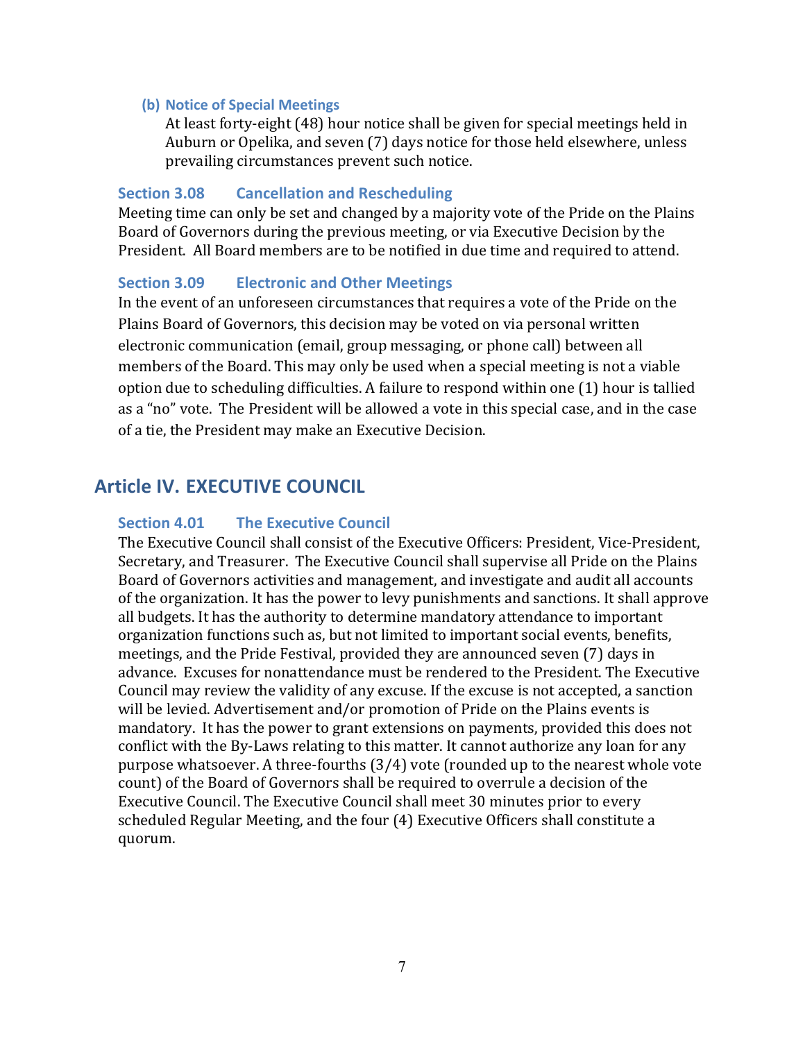#### (b) Notice of Special Meetings

At least forty-eight (48) hour notice shall be given for special meetings held in Auburn or Opelika, and seven (7) days notice for those held elsewhere, unless prevailing circumstances prevent such notice.

### Section 3.08 Cancellation and Rescheduling

Meeting time can only be set and changed by a majority vote of the Pride on the Plains Board of Governors during the previous meeting, or via Executive Decision by the President. All Board members are to be notified in due time and required to attend.

### Section 3.09 Electronic and Other Meetings

In the event of an unforeseen circumstances that requires a vote of the Pride on the Plains Board of Governors, this decision may be voted on via personal written electronic communication (email, group messaging, or phone call) between all members of the Board. This may only be used when a special meeting is not a viable option due to scheduling difficulties. A failure to respond within one (1) hour is tallied as a "no" vote. The President will be allowed a vote in this special case, and in the case of a tie, the President may make an Executive Decision.

## Article IV. EXECUTIVE COUNCIL

### Section 4.01 The Executive Council

The Executive Council shall consist of the Executive Officers: President, Vice-President, Secretary, and Treasurer. The Executive Council shall supervise all Pride on the Plains Board of Governors activities and management, and investigate and audit all accounts of the organization. It has the power to levy punishments and sanctions. It shall approve all budgets. It has the authority to determine mandatory attendance to important organization functions such as, but not limited to important social events, benefits, meetings, and the Pride Festival, provided they are announced seven (7) days in advance. Excuses for nonattendance must be rendered to the President. The Executive Council may review the validity of any excuse. If the excuse is not accepted, a sanction will be levied. Advertisement and/or promotion of Pride on the Plains events is mandatory. It has the power to grant extensions on payments, provided this does not conflict with the By-Laws relating to this matter. It cannot authorize any loan for any purpose whatsoever. A three-fourths (3/4) vote (rounded up to the nearest whole vote count) of the Board of Governors shall be required to overrule a decision of the Executive Council. The Executive Council shall meet 30 minutes prior to every scheduled Regular Meeting, and the four (4) Executive Officers shall constitute a quorum.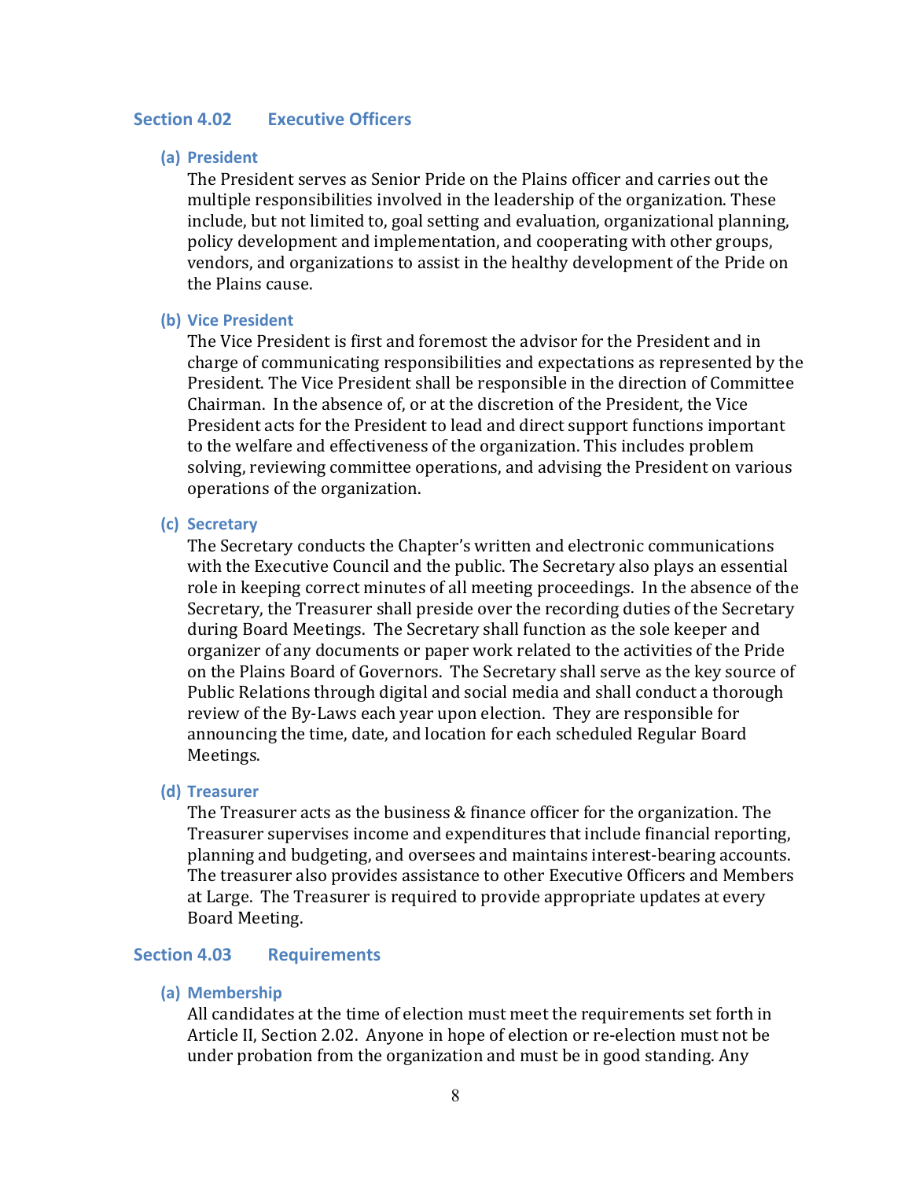## Section 4.02 Executive Officers

### (a) President

The President serves as Senior Pride on the Plains officer and carries out the multiple responsibilities involved in the leadership of the organization. These include, but not limited to, goal setting and evaluation, organizational planning, policy development and implementation, and cooperating with other groups, vendors, and organizations to assist in the healthy development of the Pride on the Plains cause.

### (b) Vice President

The Vice President is first and foremost the advisor for the President and in charge of communicating responsibilities and expectations as represented by the President. The Vice President shall be responsible in the direction of Committee Chairman. In the absence of, or at the discretion of the President, the Vice President acts for the President to lead and direct support functions important to the welfare and effectiveness of the organization. This includes problem solving, reviewing committee operations, and advising the President on various operations of the organization.

### (c) Secretary

The Secretary conducts the Chapter's written and electronic communications with the Executive Council and the public. The Secretary also plays an essential role in keeping correct minutes of all meeting proceedings. In the absence of the Secretary, the Treasurer shall preside over the recording duties of the Secretary during Board Meetings. The Secretary shall function as the sole keeper and organizer of any documents or paper work related to the activities of the Pride on the Plains Board of Governors. The Secretary shall serve as the key source of Public Relations through digital and social media and shall conduct a thorough review of the By-Laws each year upon election. They are responsible for announcing the time, date, and location for each scheduled Regular Board Meetings.

### (d) Treasurer

The Treasurer acts as the business & finance officer for the organization. The Treasurer supervises income and expenditures that include financial reporting, planning and budgeting, and oversees and maintains interest-bearing accounts. The treasurer also provides assistance to other Executive Officers and Members at Large. The Treasurer is required to provide appropriate updates at every Board Meeting.

## Section 4.03 Requirements

### (a) Membership

All candidates at the time of election must meet the requirements set forth in Article II, Section 2.02. Anyone in hope of election or re-election must not be under probation from the organization and must be in good standing. Any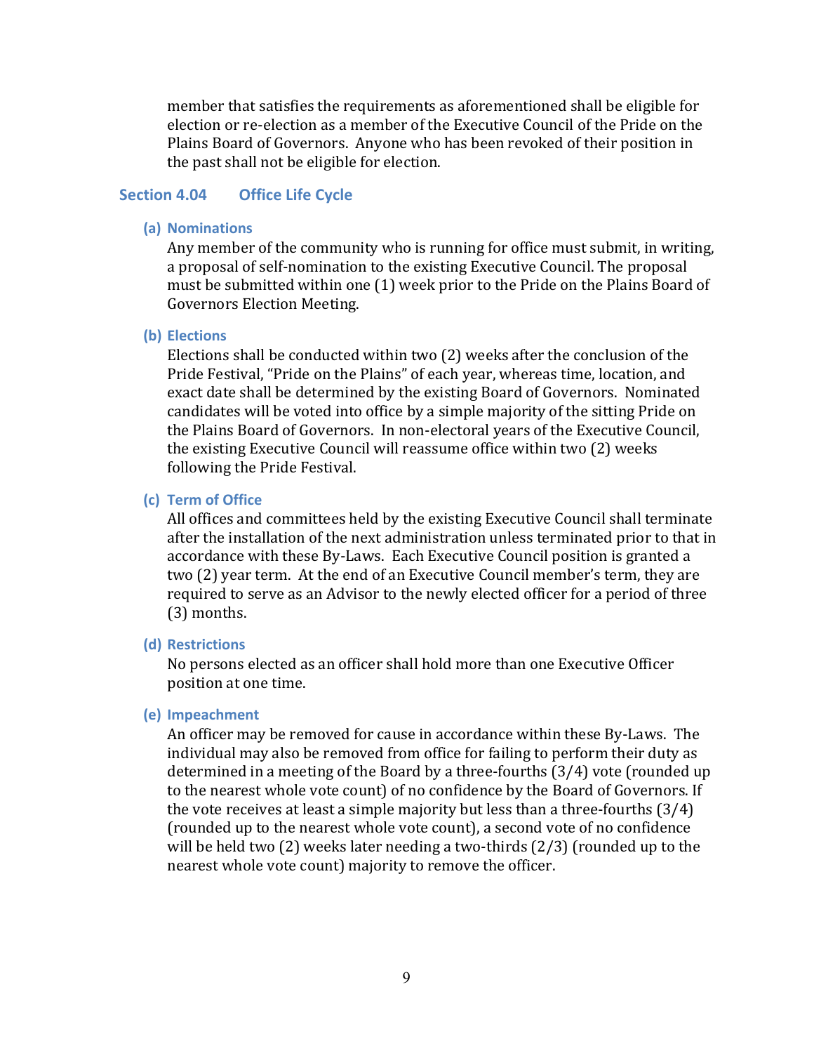member that satisfies the requirements as aforementioned shall be eligible for election or re-election as a member of the Executive Council of the Pride on the Plains Board of Governors. Anyone who has been revoked of their position in the past shall not be eligible for election.

## Section 4.04 Office Life Cycle

### (a) Nominations

Any member of the community who is running for office must submit, in writing, a proposal of self-nomination to the existing Executive Council. The proposal must be submitted within one (1) week prior to the Pride on the Plains Board of Governors Election Meeting.

### (b) Elections

Elections shall be conducted within two (2) weeks after the conclusion of the Pride Festival, "Pride on the Plains" of each year, whereas time, location, and exact date shall be determined by the existing Board of Governors. Nominated candidates will be voted into office by a simple majority of the sitting Pride on the Plains Board of Governors. In non-electoral years of the Executive Council, the existing Executive Council will reassume office within two (2) weeks following the Pride Festival.

### (c) Term of Office

All offices and committees held by the existing Executive Council shall terminate after the installation of the next administration unless terminated prior to that in accordance with these By-Laws. Each Executive Council position is granted a two (2) year term. At the end of an Executive Council member's term, they are required to serve as an Advisor to the newly elected officer for a period of three (3) months.

### (d) Restrictions

No persons elected as an officer shall hold more than one Executive Officer position at one time.

### (e) Impeachment

An officer may be removed for cause in accordance within these By-Laws. The individual may also be removed from office for failing to perform their duty as determined in a meeting of the Board by a three-fourths (3/4) vote (rounded up to the nearest whole vote count) of no confidence by the Board of Governors. If the vote receives at least a simple majority but less than a three-fourths (3/4) (rounded up to the nearest whole vote count), a second vote of no confidence will be held two (2) weeks later needing a two-thirds (2/3) (rounded up to the nearest whole vote count) majority to remove the officer.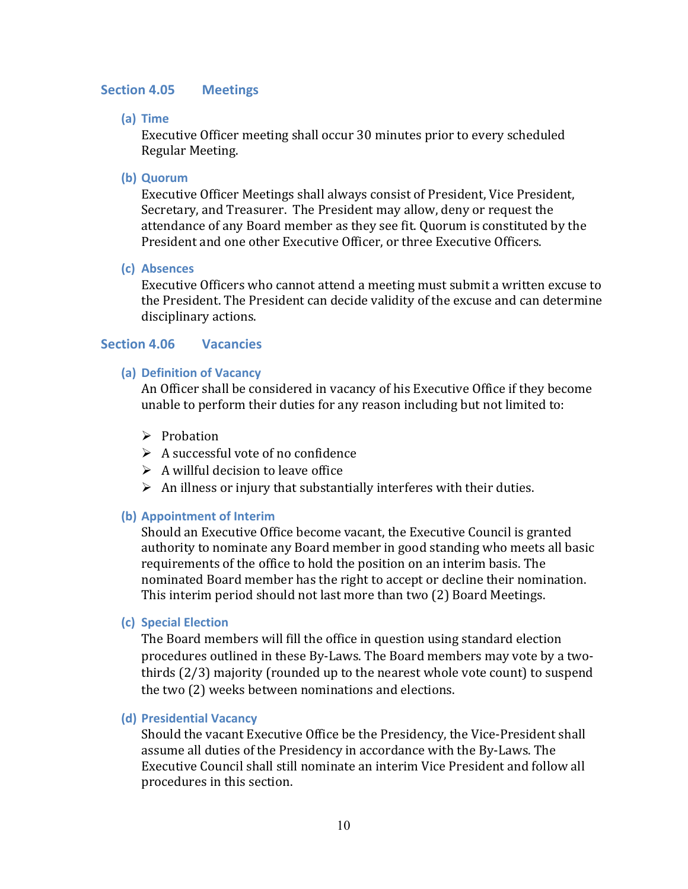## Section 4.05 Meetings

### (a) Time

Executive Officer meeting shall occur 30 minutes prior to every scheduled Regular Meeting.

### (b) Quorum

Executive Officer Meetings shall always consist of President, Vice President, Secretary, and Treasurer. The President may allow, deny or request the attendance of any Board member as they see fit. Quorum is constituted by the President and one other Executive Officer, or three Executive Officers.

### (c) Absences

Executive Officers who cannot attend a meeting must submit a written excuse to the President. The President can decide validity of the excuse and can determine disciplinary actions.

## Section 4.06 Vacancies

### (a) Definition of Vacancy

An Officer shall be considered in vacancy of his Executive Office if they become unable to perform their duties for any reason including but not limited to:

- Probation
- A successful vote of no confidence
- A willful decision to leave office
- An illness or injury that substantially interferes with their duties.

### (b) Appointment of Interim

Should an Executive Office become vacant, the Executive Council is granted authority to nominate any Board member in good standing who meets all basic requirements of the office to hold the position on an interim basis. The nominated Board member has the right to accept or decline their nomination. This interim period should not last more than two (2) Board Meetings.

### (c) Special Election

The Board members will fill the office in question using standard election procedures outlined in these By-Laws. The Board members may vote by a two-thirds (2/3) majority (rounded up to the nearest whole vote count) to suspend the two (2) weeks between nominations and elections.

### (d) Presidential Vacancy

Should the vacant Executive Office be the Presidency, the Vice-President shall assume all duties of the Presidency in accordance with the By-Laws. The Executive Council shall still nominate an interim Vice President and follow all procedures in this section.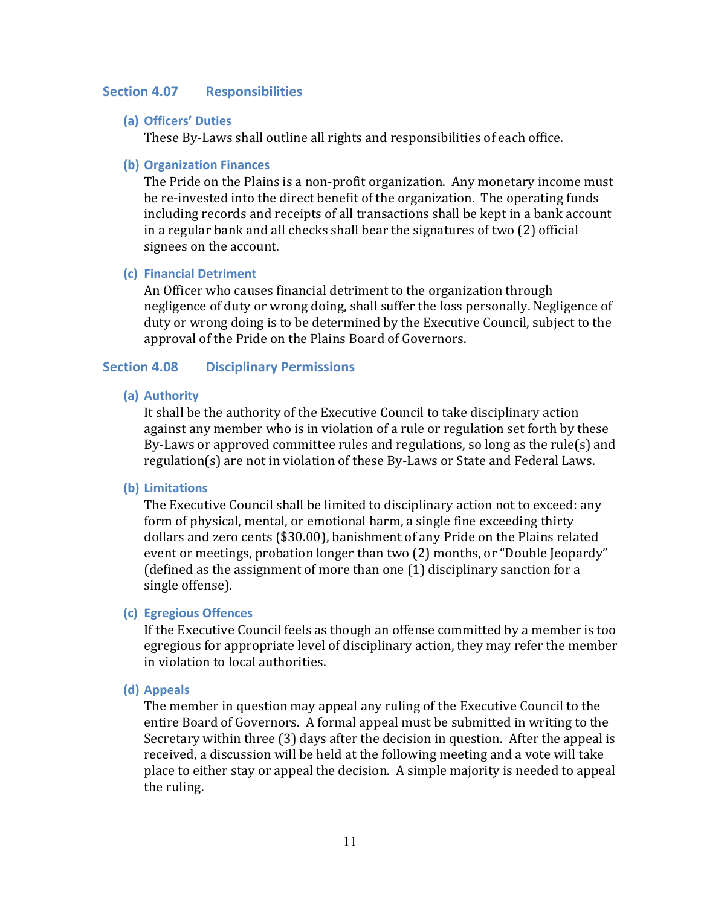### Section 4.07 Responsibilities

#### (a) Officers' Duties

These By-Laws shall outline all rights and responsibilities of each office.

#### (b) Organization Finances

The Pride on the Plains is a non-profit organization. Any monetary income must be re-invested into the direct benefit of the organization. The operating funds including records and receipts of all transactions shall be kept in a bank account in a regular bank and all checks shall bear the signatures of two (2) official signees on the account.

#### (c) Financial Detriment

An Officer who causes financial detriment to the organization through negligence of duty or wrong doing, shall suffer the loss personally. Negligence of duty or wrong doing is to be determined by the Executive Council, subject to the approval of the Pride on the Plains Board of Governors.

### Section 4.08 Disciplinary Permissions

#### (a) Authority

It shall be the authority of the Executive Council to take disciplinary action against any member who is in violation of a rule or regulation set forth by these By-Laws or approved committee rules and regulations, so long as the rule(s) and regulation(s) are not in violation of these By-Laws or State and Federal Laws.

#### (b) Limitations

The Executive Council shall be limited to disciplinary action not to exceed: any form of physical, mental, or emotional harm, a single fine exceeding thirty dollars and zero cents ($30.00), banishment of any Pride on the Plains related event or meetings, probation longer than two (2) months, or "Double Jeopardy" (defined as the assignment of more than one (1) disciplinary sanction for a single offense).

#### (c) Egregious Offences

If the Executive Council feels as though an offense committed by a member is too egregious for appropriate level of disciplinary action, they may refer the member in violation to local authorities.

#### (d) Appeals

The member in question may appeal any ruling of the Executive Council to the entire Board of Governors. A formal appeal must be submitted in writing to the Secretary within three (3) days after the decision in question. After the appeal is received, a discussion will be held at the following meeting and a vote will take place to either stay or appeal the decision. A simple majority is needed to appeal the ruling.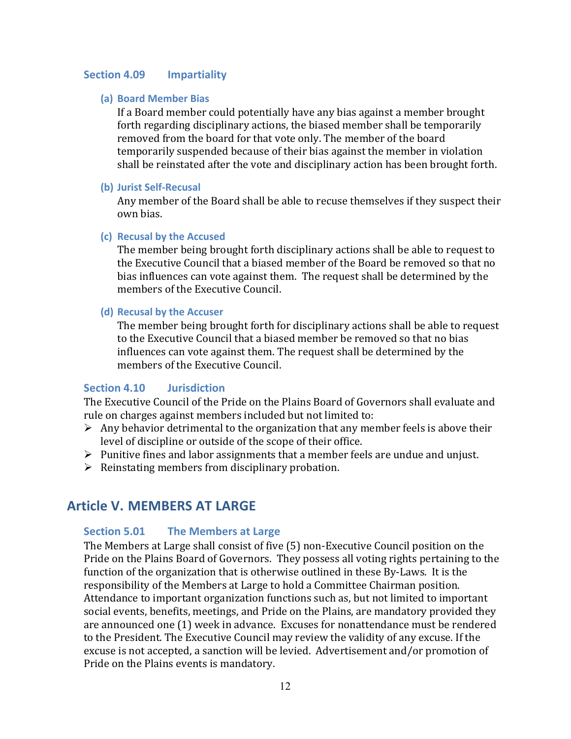### Section 4.09 Impartiality

#### (a) Board Member Bias

If a Board member could potentially have any bias against a member brought forth regarding disciplinary actions, the biased member shall be temporarily removed from the board for that vote only. The member of the board temporarily suspended because of their bias against the member in violation shall be reinstated after the vote and disciplinary action has been brought forth.

#### (b) Jurist Self-Recusal

Any member of the Board shall be able to recuse themselves if they suspect their own bias.

#### (c) Recusal by the Accused

The member being brought forth disciplinary actions shall be able to request to the Executive Council that a biased member of the Board be removed so that no bias influences can vote against them. The request shall be determined by the members of the Executive Council.

#### (d) Recusal by the Accuser

The member being brought forth for disciplinary actions shall be able to request to the Executive Council that a biased member be removed so that no bias influences can vote against them. The request shall be determined by the members of the Executive Council.

### Section 4.10 Jurisdiction

The Executive Council of the Pride on the Plains Board of Governors shall evaluate and rule on charges against members included but not limited to:

- Any behavior detrimental to the organization that any member feels is above their level of discipline or outside of the scope of their office.
- Punitive fines and labor assignments that a member feels are undue and unjust.
- Reinstating members from disciplinary probation.

## Article V. MEMBERS AT LARGE

### Section 5.01 The Members at Large

The Members at Large shall consist of five (5) non-Executive Council position on the Pride on the Plains Board of Governors. They possess all voting rights pertaining to the function of the organization that is otherwise outlined in these By-Laws. It is the responsibility of the Members at Large to hold a Committee Chairman position. Attendance to important organization functions such as, but not limited to important social events, benefits, meetings, and Pride on the Plains, are mandatory provided they are announced one (1) week in advance. Excuses for nonattendance must be rendered to the President. The Executive Council may review the validity of any excuse. If the excuse is not accepted, a sanction will be levied. Advertisement and/or promotion of Pride on the Plains events is mandatory.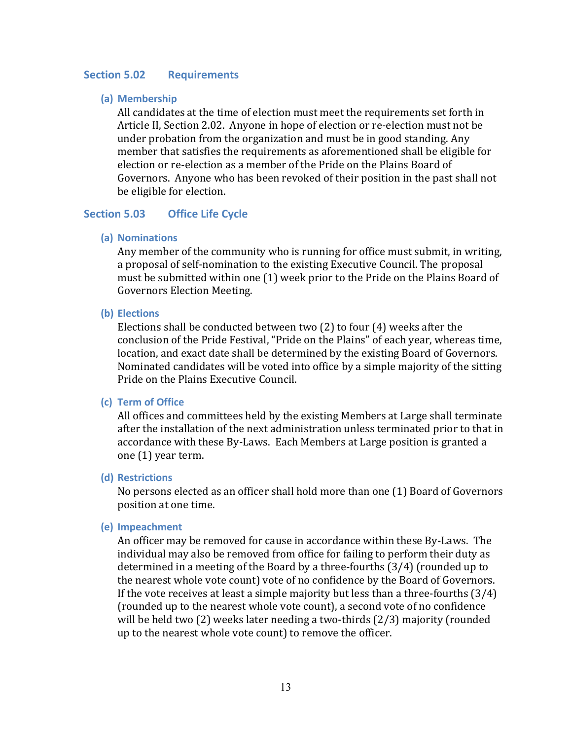## Section 5.02 Requirements

### (a) Membership

All candidates at the time of election must meet the requirements set forth in Article II, Section 2.02. Anyone in hope of election or re-election must not be under probation from the organization and must be in good standing. Any member that satisfies the requirements as aforementioned shall be eligible for election or re-election as a member of the Pride on the Plains Board of Governors. Anyone who has been revoked of their position in the past shall not be eligible for election.

## Section 5.03 Office Life Cycle

### (a) Nominations

Any member of the community who is running for office must submit, in writing, a proposal of self-nomination to the existing Executive Council. The proposal must be submitted within one (1) week prior to the Pride on the Plains Board of Governors Election Meeting.

### (b) Elections

Elections shall be conducted between two (2) to four (4) weeks after the conclusion of the Pride Festival, "Pride on the Plains" of each year, whereas time, location, and exact date shall be determined by the existing Board of Governors. Nominated candidates will be voted into office by a simple majority of the sitting Pride on the Plains Executive Council.

### (c) Term of Office

All offices and committees held by the existing Members at Large shall terminate after the installation of the next administration unless terminated prior to that in accordance with these By-Laws. Each Members at Large position is granted a one (1) year term.

### (d) Restrictions

No persons elected as an officer shall hold more than one (1) Board of Governors position at one time.

### (e) Impeachment

An officer may be removed for cause in accordance within these By-Laws. The individual may also be removed from office for failing to perform their duty as determined in a meeting of the Board by a three-fourths (3/4) (rounded up to the nearest whole vote count) vote of no confidence by the Board of Governors. If the vote receives at least a simple majority but less than a three-fourths (3/4) (rounded up to the nearest whole vote count), a second vote of no confidence will be held two (2) weeks later needing a two-thirds (2/3) majority (rounded up to the nearest whole vote count) to remove the officer.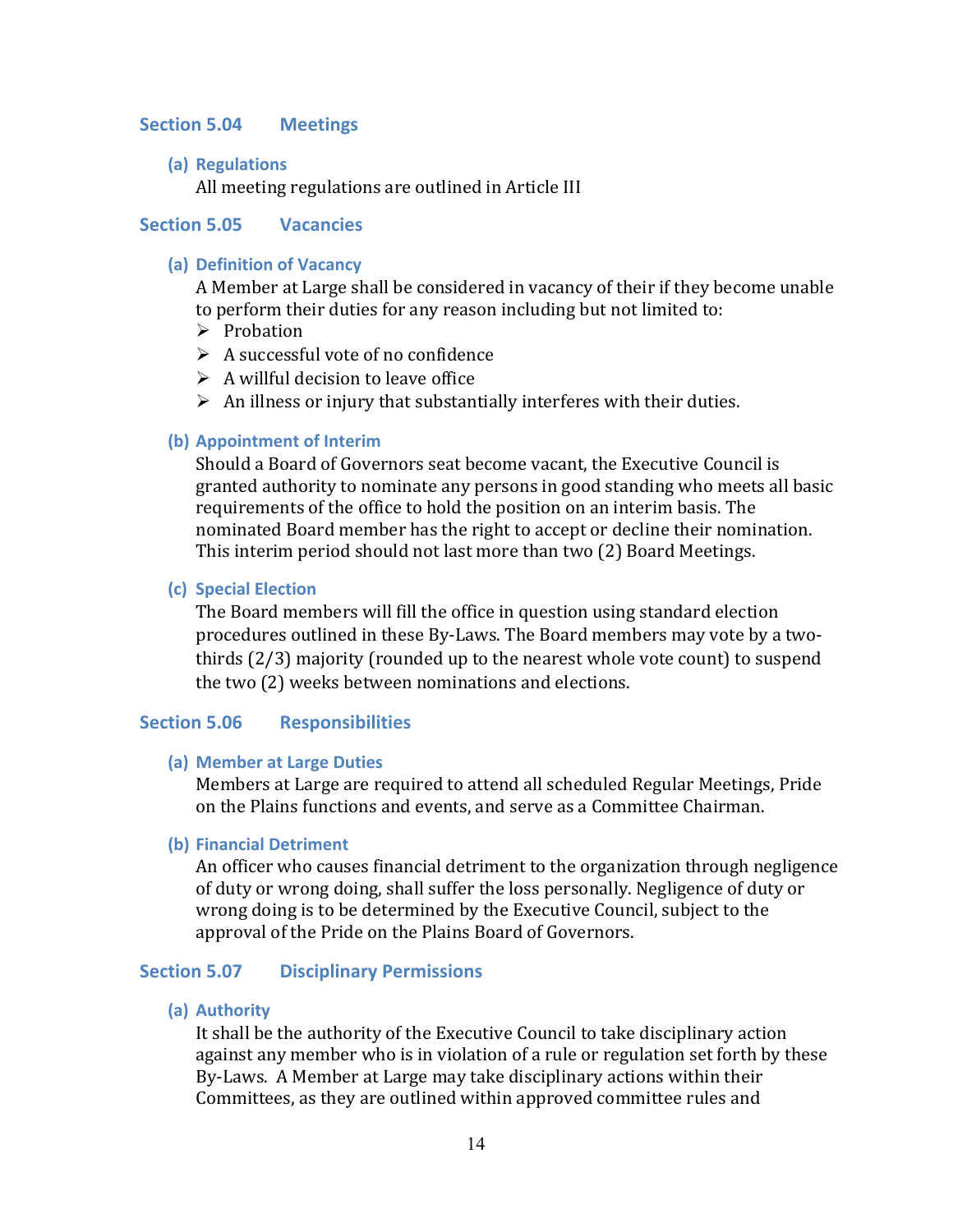## Section 5.04 Meetings

### (a) Regulations

All meeting regulations are outlined in Article III

## Section 5.05 Vacancies

### (a) Definition of Vacancy

A Member at Large shall be considered in vacancy of their if they become unable to perform their duties for any reason including but not limited to:

- Probation
- A successful vote of no confidence
- A willful decision to leave office
- An illness or injury that substantially interferes with their duties.

### (b) Appointment of Interim

Should a Board of Governors seat become vacant, the Executive Council is granted authority to nominate any persons in good standing who meets all basic requirements of the office to hold the position on an interim basis. The nominated Board member has the right to accept or decline their nomination. This interim period should not last more than two (2) Board Meetings.

### (c) Special Election

The Board members will fill the office in question using standard election procedures outlined in these By-Laws. The Board members may vote by a two-thirds (2/3) majority (rounded up to the nearest whole vote count) to suspend the two (2) weeks between nominations and elections.

## Section 5.06 Responsibilities

### (a) Member at Large Duties

Members at Large are required to attend all scheduled Regular Meetings, Pride on the Plains functions and events, and serve as a Committee Chairman.

### (b) Financial Detriment

An officer who causes financial detriment to the organization through negligence of duty or wrong doing, shall suffer the loss personally. Negligence of duty or wrong doing is to be determined by the Executive Council, subject to the approval of the Pride on the Plains Board of Governors.

## Section 5.07 Disciplinary Permissions

### (a) Authority

It shall be the authority of the Executive Council to take disciplinary action against any member who is in violation of a rule or regulation set forth by these By-Laws. A Member at Large may take disciplinary actions within their Committees, as they are outlined within approved committee rules and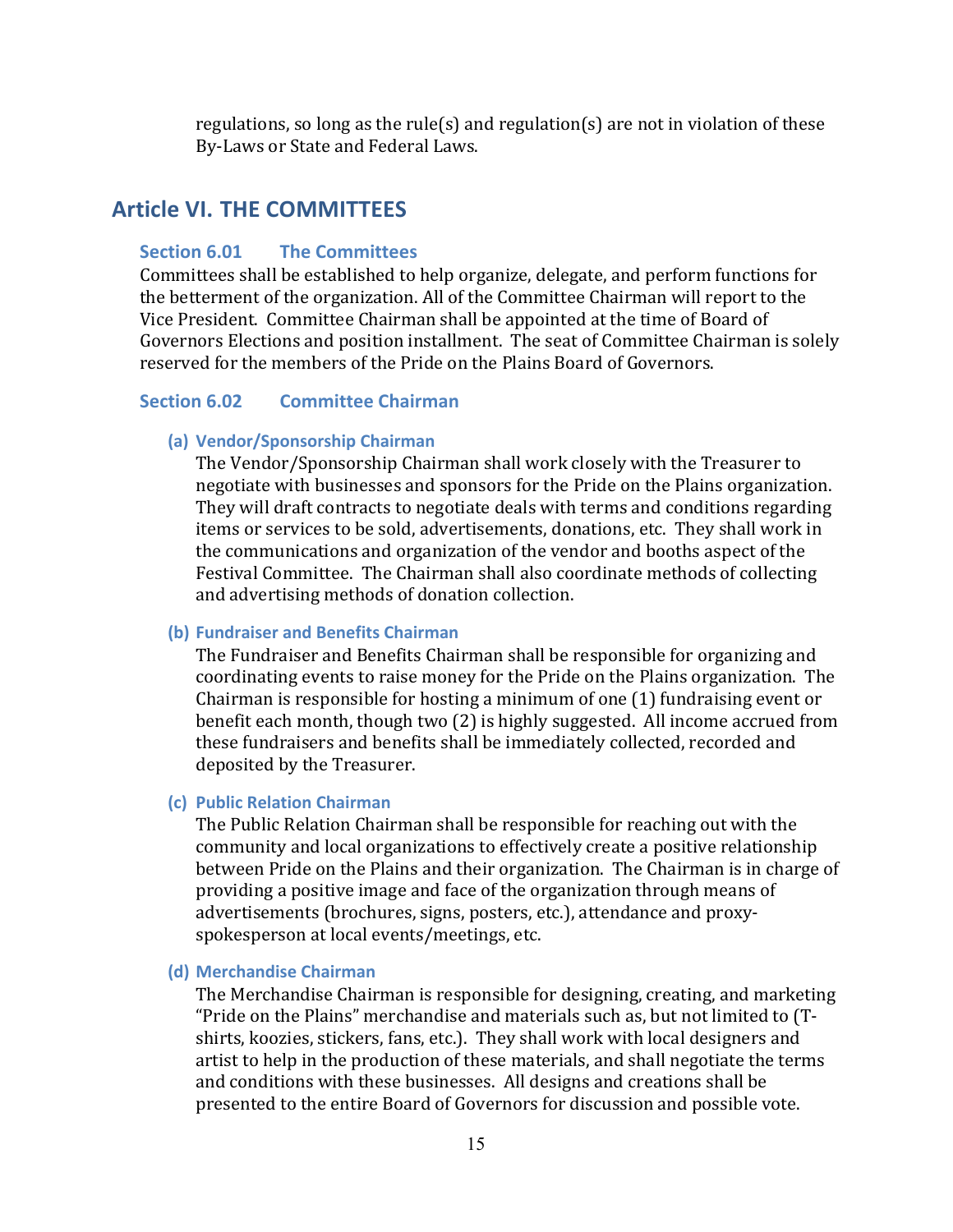regulations, so long as the rule(s) and regulation(s) are not in violation of these By-Laws or State and Federal Laws.

## Article VI. THE COMMITTEES

### Section 6.01 The Committees

Committees shall be established to help organize, delegate, and perform functions for the betterment of the organization. All of the Committee Chairman will report to the Vice President. Committee Chairman shall be appointed at the time of Board of Governors Elections and position installment. The seat of Committee Chairman is solely reserved for the members of the Pride on the Plains Board of Governors.

### Section 6.02 Committee Chairman

#### (a) Vendor/Sponsorship Chairman

The Vendor/Sponsorship Chairman shall work closely with the Treasurer to negotiate with businesses and sponsors for the Pride on the Plains organization. They will draft contracts to negotiate deals with terms and conditions regarding items or services to be sold, advertisements, donations, etc. They shall work in the communications and organization of the vendor and booths aspect of the Festival Committee. The Chairman shall also coordinate methods of collecting and advertising methods of donation collection.

#### (b) Fundraiser and Benefits Chairman

The Fundraiser and Benefits Chairman shall be responsible for organizing and coordinating events to raise money for the Pride on the Plains organization. The Chairman is responsible for hosting a minimum of one (1) fundraising event or benefit each month, though two (2) is highly suggested. All income accrued from these fundraisers and benefits shall be immediately collected, recorded and deposited by the Treasurer.

#### (c) Public Relation Chairman

The Public Relation Chairman shall be responsible for reaching out with the community and local organizations to effectively create a positive relationship between Pride on the Plains and their organization. The Chairman is in charge of providing a positive image and face of the organization through means of advertisements (brochures, signs, posters, etc.), attendance and proxy-spokesperson at local events/meetings, etc.

#### (d) Merchandise Chairman

The Merchandise Chairman is responsible for designing, creating, and marketing "Pride on the Plains" merchandise and materials such as, but not limited to (T-shirts, koozies, stickers, fans, etc.). They shall work with local designers and artist to help in the production of these materials, and shall negotiate the terms and conditions with these businesses. All designs and creations shall be presented to the entire Board of Governors for discussion and possible vote.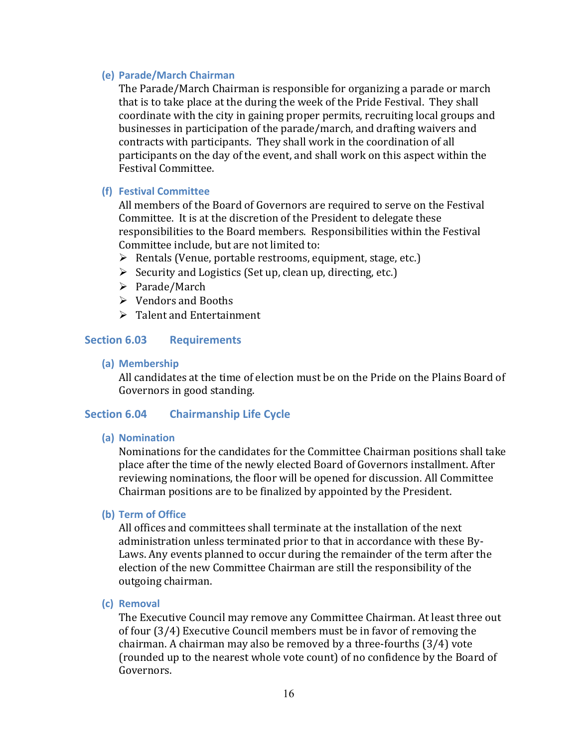#### (e) Parade/March Chairman

The Parade/March Chairman is responsible for organizing a parade or march that is to take place at the during the week of the Pride Festival. They shall coordinate with the city in gaining proper permits, recruiting local groups and businesses in participation of the parade/march, and drafting waivers and contracts with participants. They shall work in the coordination of all participants on the day of the event, and shall work on this aspect within the Festival Committee.

#### (f) Festival Committee

All members of the Board of Governors are required to serve on the Festival Committee. It is at the discretion of the President to delegate these responsibilities to the Board members. Responsibilities within the Festival Committee include, but are not limited to:

- Rentals (Venue, portable restrooms, equipment, stage, etc.)
- Security and Logistics (Set up, clean up, directing, etc.)
- Parade/March
- Vendors and Booths
- Talent and Entertainment

### Section 6.03 Requirements

#### (a) Membership

All candidates at the time of election must be on the Pride on the Plains Board of Governors in good standing.

### Section 6.04 Chairmanship Life Cycle

#### (a) Nomination

Nominations for the candidates for the Committee Chairman positions shall take place after the time of the newly elected Board of Governors installment. After reviewing nominations, the floor will be opened for discussion. All Committee Chairman positions are to be finalized by appointed by the President.

#### (b) Term of Office

All offices and committees shall terminate at the installation of the next administration unless terminated prior to that in accordance with these By-Laws. Any events planned to occur during the remainder of the term after the election of the new Committee Chairman are still the responsibility of the outgoing chairman.

#### (c) Removal

The Executive Council may remove any Committee Chairman. At least three out of four (3/4) Executive Council members must be in favor of removing the chairman. A chairman may also be removed by a three-fourths (3/4) vote (rounded up to the nearest whole vote count) of no confidence by the Board of Governors.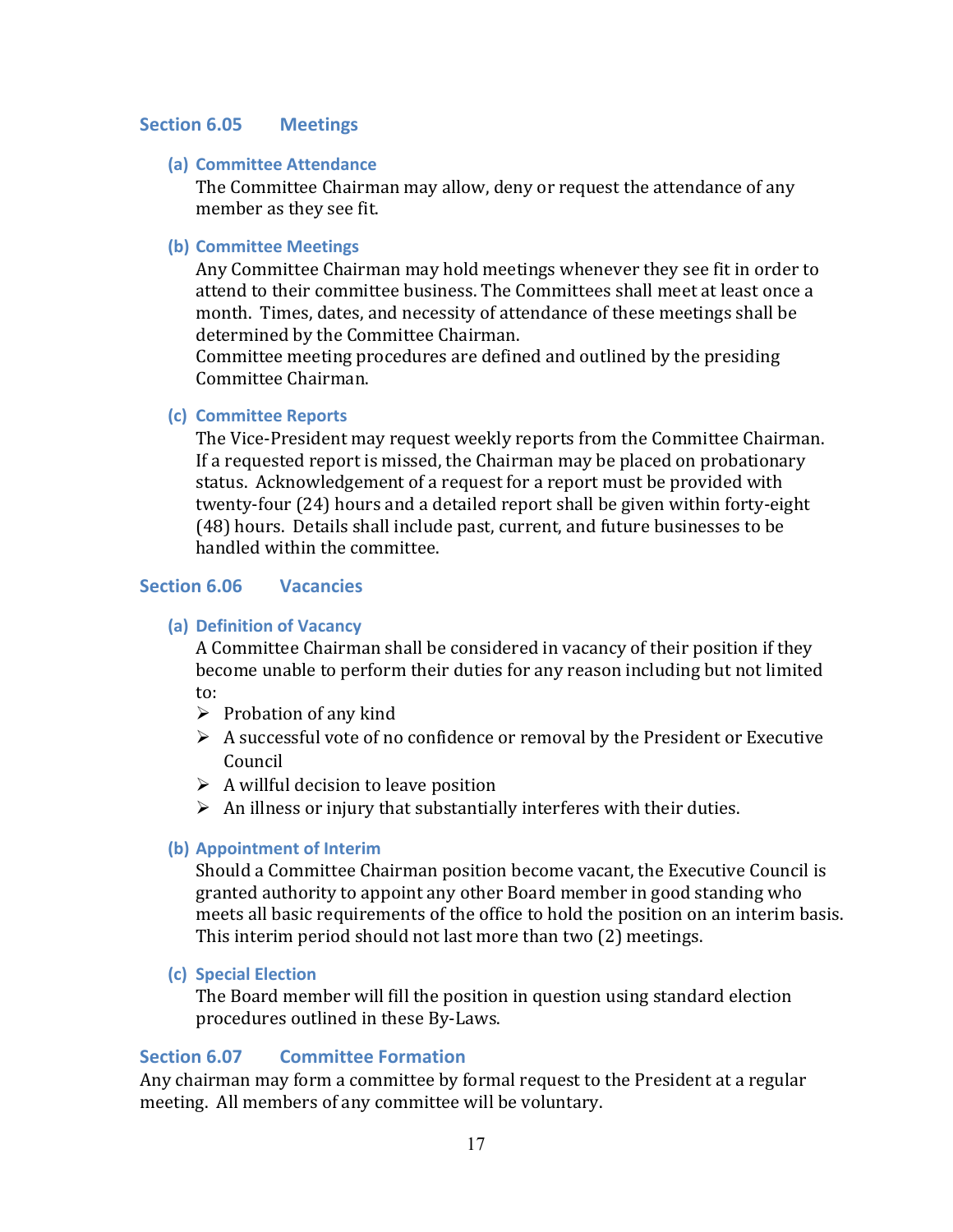### Section 6.05 Meetings

#### (a) Committee Attendance

The Committee Chairman may allow, deny or request the attendance of any member as they see fit.

#### (b) Committee Meetings

Any Committee Chairman may hold meetings whenever they see fit in order to attend to their committee business. The Committees shall meet at least once a month. Times, dates, and necessity of attendance of these meetings shall be determined by the Committee Chairman.

Committee meeting procedures are defined and outlined by the presiding Committee Chairman.

#### (c) Committee Reports

The Vice-President may request weekly reports from the Committee Chairman. If a requested report is missed, the Chairman may be placed on probationary status. Acknowledgement of a request for a report must be provided with twenty-four (24) hours and a detailed report shall be given within forty-eight (48) hours. Details shall include past, current, and future businesses to be handled within the committee.

### Section 6.06 Vacancies

#### (a) Definition of Vacancy

A Committee Chairman shall be considered in vacancy of their position if they become unable to perform their duties for any reason including but not limited to:

- Probation of any kind
- A successful vote of no confidence or removal by the President or Executive Council
- A willful decision to leave position
- An illness or injury that substantially interferes with their duties.

#### (b) Appointment of Interim

Should a Committee Chairman position become vacant, the Executive Council is granted authority to appoint any other Board member in good standing who meets all basic requirements of the office to hold the position on an interim basis. This interim period should not last more than two (2) meetings.

#### (c) Special Election

The Board member will fill the position in question using standard election procedures outlined in these By-Laws.

### Section 6.07 Committee Formation

Any chairman may form a committee by formal request to the President at a regular meeting. All members of any committee will be voluntary.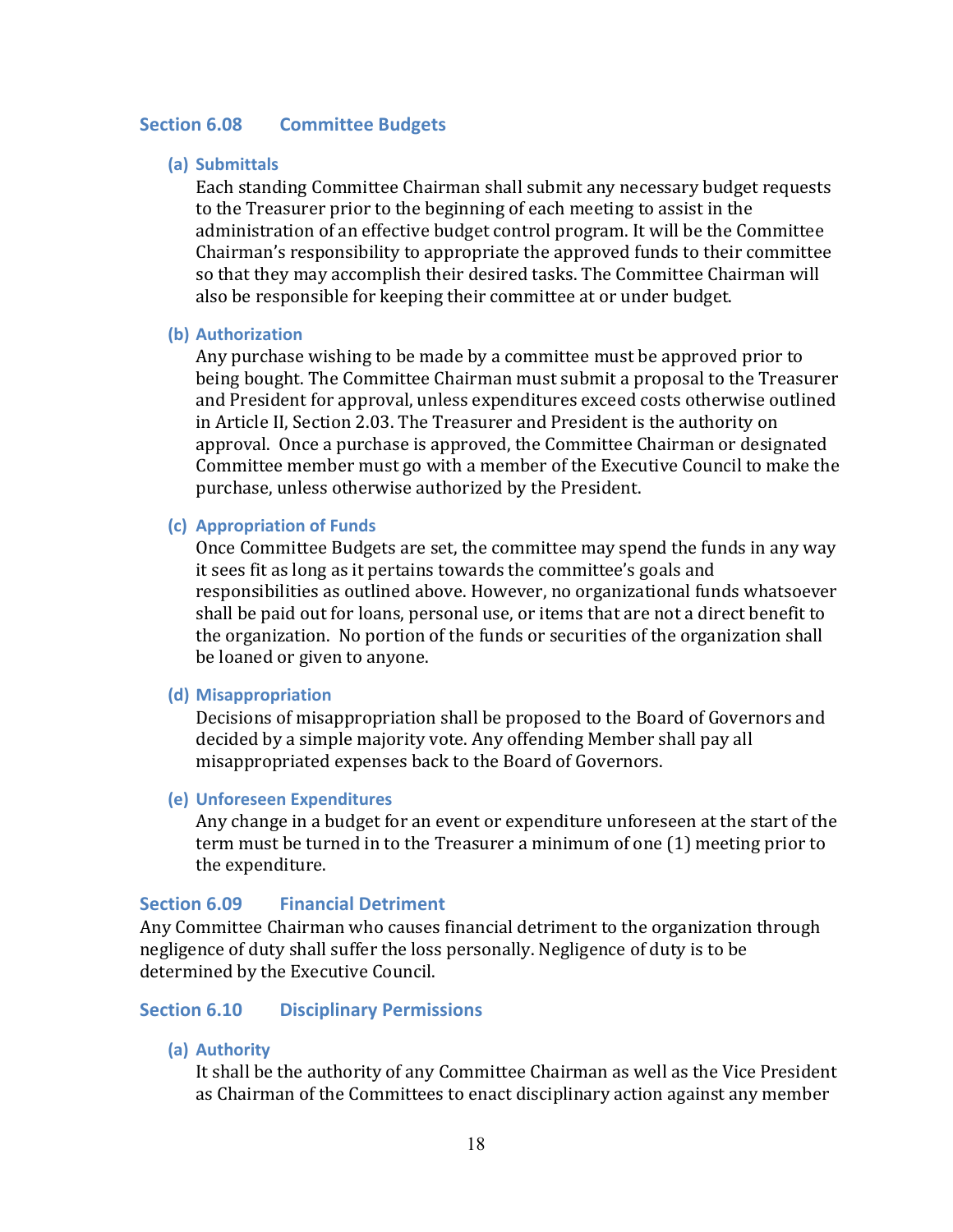### Section 6.08 Committee Budgets

#### (a) Submittals

Each standing Committee Chairman shall submit any necessary budget requests to the Treasurer prior to the beginning of each meeting to assist in the administration of an effective budget control program. It will be the Committee Chairman's responsibility to appropriate the approved funds to their committee so that they may accomplish their desired tasks. The Committee Chairman will also be responsible for keeping their committee at or under budget.

#### (b) Authorization

Any purchase wishing to be made by a committee must be approved prior to being bought. The Committee Chairman must submit a proposal to the Treasurer and President for approval, unless expenditures exceed costs otherwise outlined in Article II, Section 2.03. The Treasurer and President is the authority on approval. Once a purchase is approved, the Committee Chairman or designated Committee member must go with a member of the Executive Council to make the purchase, unless otherwise authorized by the President.

#### (c) Appropriation of Funds

Once Committee Budgets are set, the committee may spend the funds in any way it sees fit as long as it pertains towards the committee's goals and responsibilities as outlined above. However, no organizational funds whatsoever shall be paid out for loans, personal use, or items that are not a direct benefit to the organization. No portion of the funds or securities of the organization shall be loaned or given to anyone.

#### (d) Misappropriation

Decisions of misappropriation shall be proposed to the Board of Governors and decided by a simple majority vote. Any offending Member shall pay all misappropriated expenses back to the Board of Governors.

#### (e) Unforeseen Expenditures

Any change in a budget for an event or expenditure unforeseen at the start of the term must be turned in to the Treasurer a minimum of one (1) meeting prior to the expenditure.

### Section 6.09 Financial Detriment

Any Committee Chairman who causes financial detriment to the organization through negligence of duty shall suffer the loss personally. Negligence of duty is to be determined by the Executive Council.

### Section 6.10 Disciplinary Permissions

#### (a) Authority

It shall be the authority of any Committee Chairman as well as the Vice President as Chairman of the Committees to enact disciplinary action against any member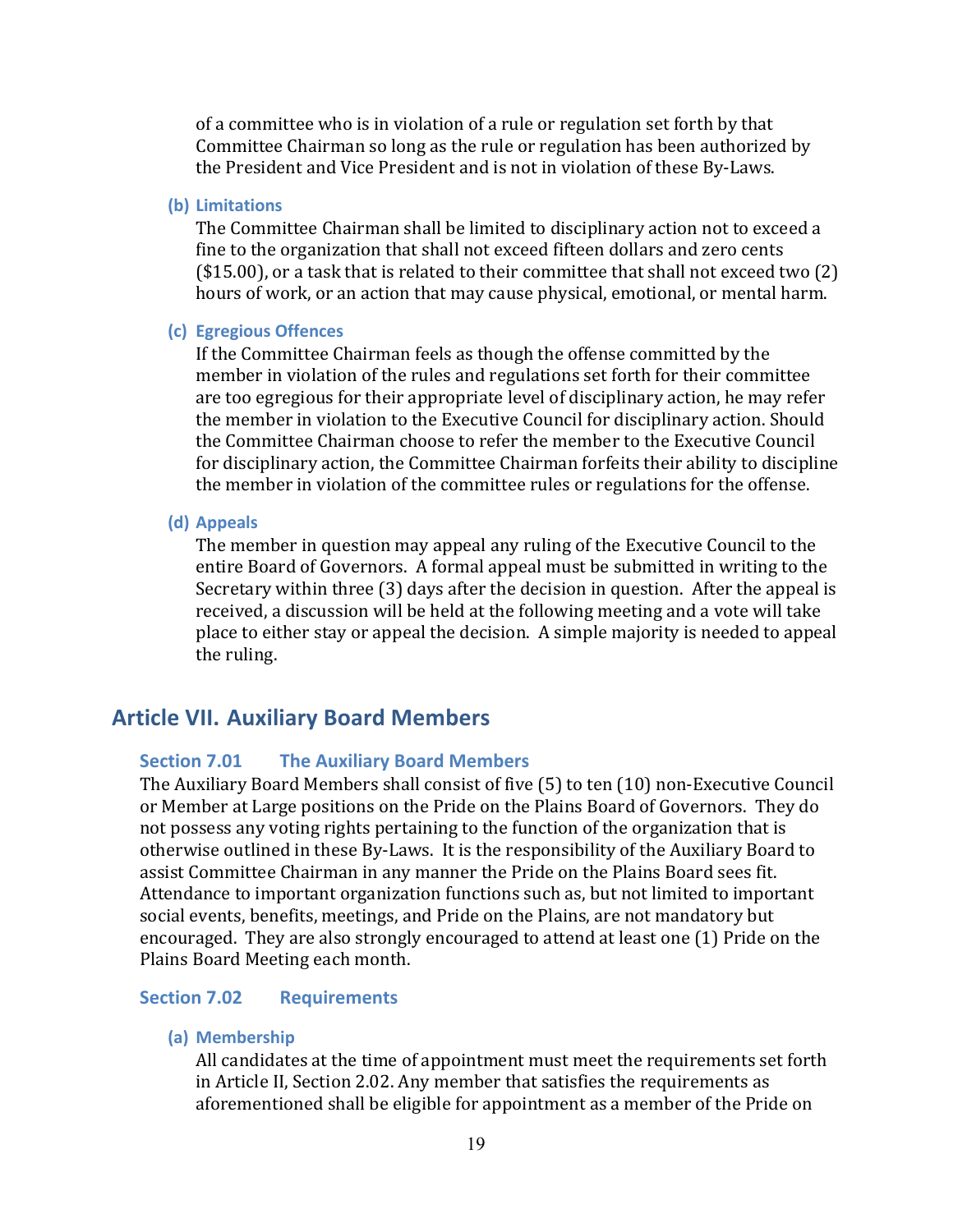of a committee who is in violation of a rule or regulation set forth by that Committee Chairman so long as the rule or regulation has been authorized by the President and Vice President and is not in violation of these By-Laws.

#### (b) Limitations

The Committee Chairman shall be limited to disciplinary action not to exceed a fine to the organization that shall not exceed fifteen dollars and zero cents ($15.00), or a task that is related to their committee that shall not exceed two (2) hours of work, or an action that may cause physical, emotional, or mental harm.

#### (c) Egregious Offences

If the Committee Chairman feels as though the offense committed by the member in violation of the rules and regulations set forth for their committee are too egregious for their appropriate level of disciplinary action, he may refer the member in violation to the Executive Council for disciplinary action. Should the Committee Chairman choose to refer the member to the Executive Council for disciplinary action, the Committee Chairman forfeits their ability to discipline the member in violation of the committee rules or regulations for the offense.

#### (d) Appeals

The member in question may appeal any ruling of the Executive Council to the entire Board of Governors. A formal appeal must be submitted in writing to the Secretary within three (3) days after the decision in question. After the appeal is received, a discussion will be held at the following meeting and a vote will take place to either stay or appeal the decision. A simple majority is needed to appeal the ruling.

## Article VII. Auxiliary Board Members

### Section 7.01 The Auxiliary Board Members

The Auxiliary Board Members shall consist of five (5) to ten (10) non-Executive Council or Member at Large positions on the Pride on the Plains Board of Governors. They do not possess any voting rights pertaining to the function of the organization that is otherwise outlined in these By-Laws. It is the responsibility of the Auxiliary Board to assist Committee Chairman in any manner the Pride on the Plains Board sees fit. Attendance to important organization functions such as, but not limited to important social events, benefits, meetings, and Pride on the Plains, are not mandatory but encouraged. They are also strongly encouraged to attend at least one (1) Pride on the Plains Board Meeting each month.

### Section 7.02 Requirements

#### (a) Membership

All candidates at the time of appointment must meet the requirements set forth in Article II, Section 2.02. Any member that satisfies the requirements as aforementioned shall be eligible for appointment as a member of the Pride on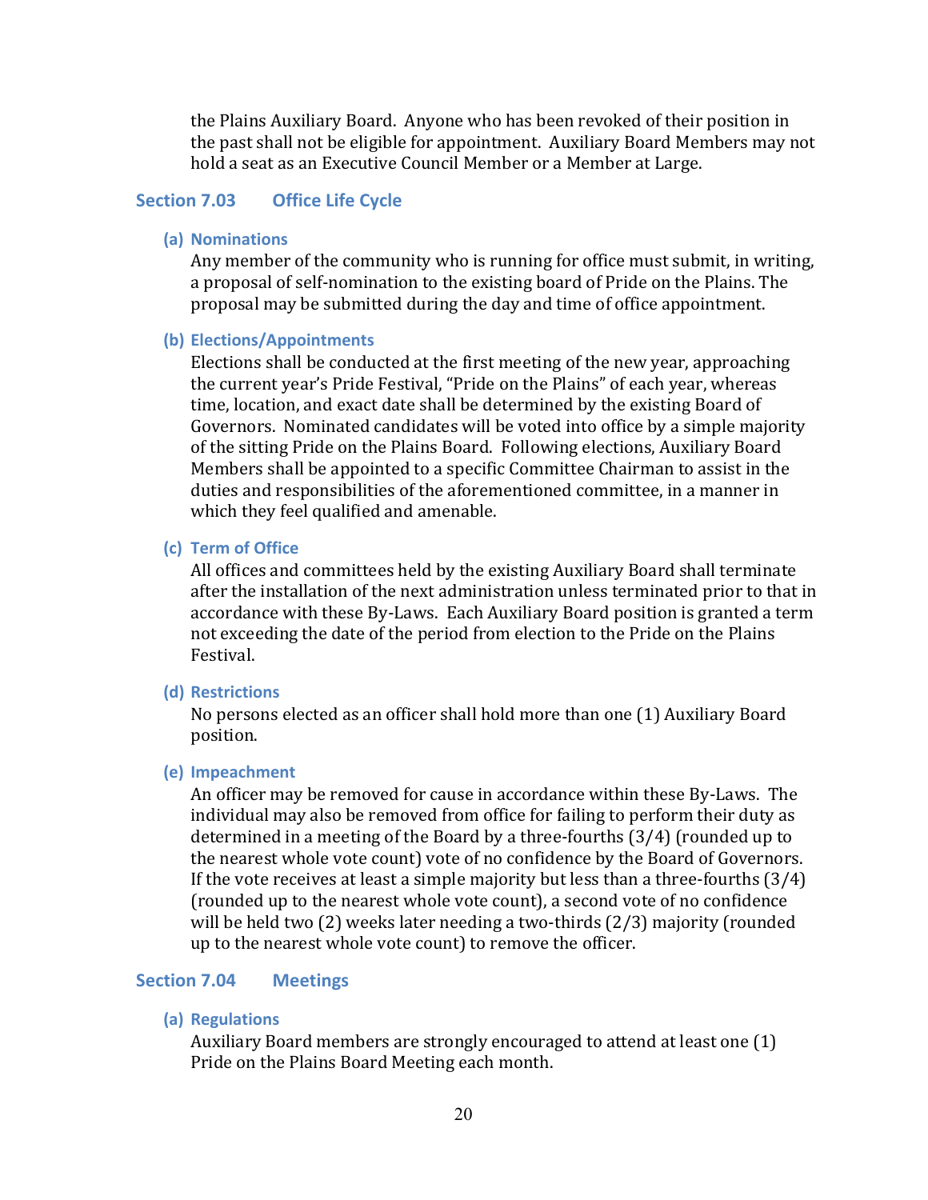the Plains Auxiliary Board. Anyone who has been revoked of their position in the past shall not be eligible for appointment. Auxiliary Board Members may not hold a seat as an Executive Council Member or a Member at Large.

### Section 7.03 Office Life Cycle

#### (a) Nominations

Any member of the community who is running for office must submit, in writing, a proposal of self-nomination to the existing board of Pride on the Plains. The proposal may be submitted during the day and time of office appointment.

#### (b) Elections/Appointments

Elections shall be conducted at the first meeting of the new year, approaching the current year's Pride Festival, "Pride on the Plains" of each year, whereas time, location, and exact date shall be determined by the existing Board of Governors. Nominated candidates will be voted into office by a simple majority of the sitting Pride on the Plains Board. Following elections, Auxiliary Board Members shall be appointed to a specific Committee Chairman to assist in the duties and responsibilities of the aforementioned committee, in a manner in which they feel qualified and amenable.

#### (c) Term of Office

All offices and committees held by the existing Auxiliary Board shall terminate after the installation of the next administration unless terminated prior to that in accordance with these By-Laws. Each Auxiliary Board position is granted a term not exceeding the date of the period from election to the Pride on the Plains Festival.

#### (d) Restrictions

No persons elected as an officer shall hold more than one (1) Auxiliary Board position.

#### (e) Impeachment

An officer may be removed for cause in accordance within these By-Laws. The individual may also be removed from office for failing to perform their duty as determined in a meeting of the Board by a three-fourths (3/4) (rounded up to the nearest whole vote count) vote of no confidence by the Board of Governors. If the vote receives at least a simple majority but less than a three-fourths (3/4) (rounded up to the nearest whole vote count), a second vote of no confidence will be held two (2) weeks later needing a two-thirds (2/3) majority (rounded up to the nearest whole vote count) to remove the officer.

### Section 7.04 Meetings

#### (a) Regulations

Auxiliary Board members are strongly encouraged to attend at least one (1) Pride on the Plains Board Meeting each month.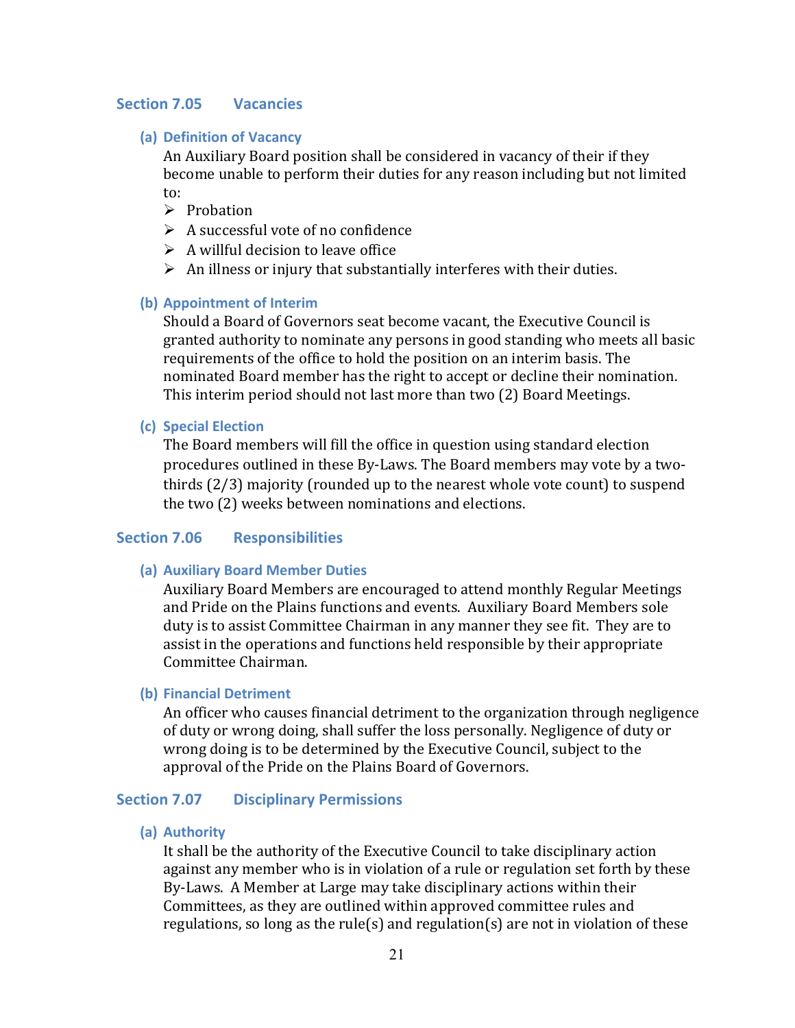## Section 7.05 Vacancies

### (a) Definition of Vacancy

An Auxiliary Board position shall be considered in vacancy of their if they become unable to perform their duties for any reason including but not limited to:

- Probation
- A successful vote of no confidence
- A willful decision to leave office
- An illness or injury that substantially interferes with their duties.

### (b) Appointment of Interim

Should a Board of Governors seat become vacant, the Executive Council is granted authority to nominate any persons in good standing who meets all basic requirements of the office to hold the position on an interim basis. The nominated Board member has the right to accept or decline their nomination. This interim period should not last more than two (2) Board Meetings.

### (c) Special Election

The Board members will fill the office in question using standard election procedures outlined in these By-Laws. The Board members may vote by a two-thirds (2/3) majority (rounded up to the nearest whole vote count) to suspend the two (2) weeks between nominations and elections.

## Section 7.06 Responsibilities

### (a) Auxiliary Board Member Duties

Auxiliary Board Members are encouraged to attend monthly Regular Meetings and Pride on the Plains functions and events. Auxiliary Board Members sole duty is to assist Committee Chairman in any manner they see fit. They are to assist in the operations and functions held responsible by their appropriate Committee Chairman.

### (b) Financial Detriment

An officer who causes financial detriment to the organization through negligence of duty or wrong doing, shall suffer the loss personally. Negligence of duty or wrong doing is to be determined by the Executive Council, subject to the approval of the Pride on the Plains Board of Governors.

## Section 7.07 Disciplinary Permissions

### (a) Authority

It shall be the authority of the Executive Council to take disciplinary action against any member who is in violation of a rule or regulation set forth by these By-Laws. A Member at Large may take disciplinary actions within their Committees, as they are outlined within approved committee rules and regulations, so long as the rule(s) and regulation(s) are not in violation of these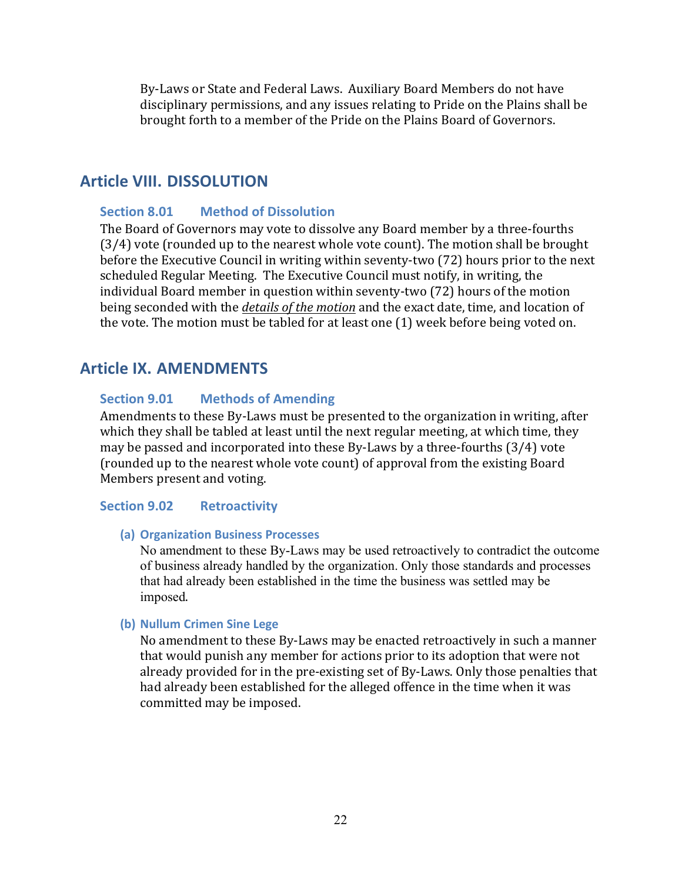By-Laws or State and Federal Laws. Auxiliary Board Members do not have disciplinary permissions, and any issues relating to Pride on the Plains shall be brought forth to a member of the Pride on the Plains Board of Governors.

## Article VIII. DISSOLUTION

### Section 8.01 Method of Dissolution

The Board of Governors may vote to dissolve any Board member by a three-fourths (3/4) vote (rounded up to the nearest whole vote count). The motion shall be brought before the Executive Council in writing within seventy-two (72) hours prior to the next scheduled Regular Meeting. The Executive Council must notify, in writing, the individual Board member in question within seventy-two (72) hours of the motion being seconded with the ***details of the motion*** and the exact date, time, and location of the vote. The motion must be tabled for at least one (1) week before being voted on.

## Article IX. AMENDMENTS

### Section 9.01 Methods of Amending

Amendments to these By-Laws must be presented to the organization in writing, after which they shall be tabled at least until the next regular meeting, at which time, they may be passed and incorporated into these By-Laws by a three-fourths (3/4) vote (rounded up to the nearest whole vote count) of approval from the existing Board Members present and voting.

### Section 9.02 Retroactivity

#### (a) Organization Business Processes

No amendment to these By-Laws may be used retroactively to contradict the outcome of business already handled by the organization. Only those standards and processes that had already been established in the time the business was settled may be imposed.

#### (b) Nullum Crimen Sine Lege

No amendment to these By-Laws may be enacted retroactively in such a manner that would punish any member for actions prior to its adoption that were not already provided for in the pre-existing set of By-Laws. Only those penalties that had already been established for the alleged offence in the time when it was committed may be imposed.